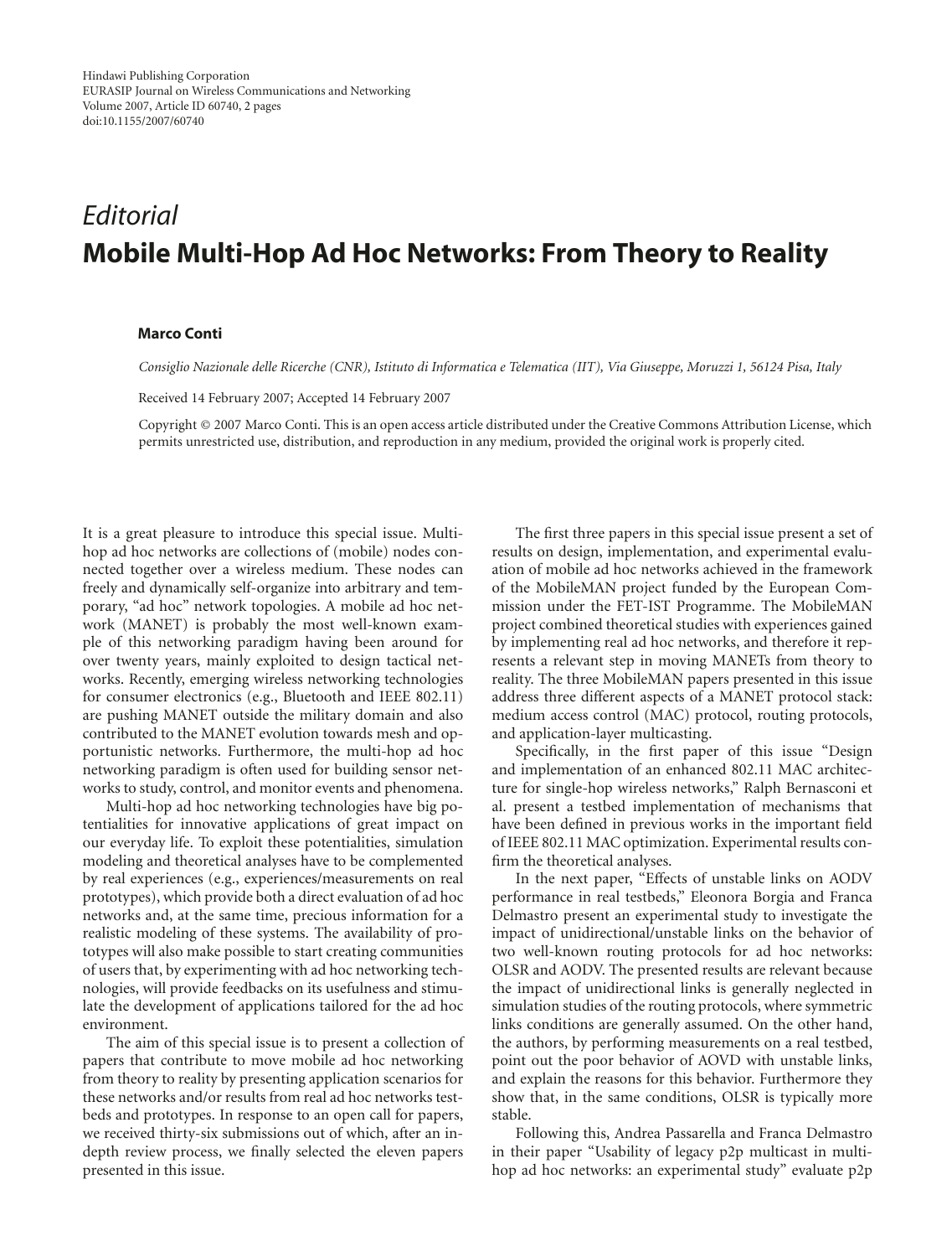# *Editorial*

# Mobile Multi-Hop Ad Hoc Networks: From Theory to Reality

**Marco Conti**

*Consiglio Nazionale delle Ricerche (CNR), Istituto di Informatica e Telematica (IIT), Via Giuseppe, Moruzzi 1, 56124 Pisa, Italy*

Received 14 February 2007; Accepted 14 February 2007

Copyright © 2007 Marco Conti. This is an open access article distributed under the Creative Commons Attribution License, which permits unrestricted use, distribution, and reproduction in any medium, provided the original work is properly cited.

It is a great pleasure to introduce this special issue. Multi-hop ad hoc networks are collections of (mobile) nodes connected together over a wireless medium. These nodes can freely and dynamically self-organize into arbitrary and temporary, "ad hoc" network topologies. A mobile ad hoc network (MANET) is probably the most well-known example of this networking paradigm having been around for over twenty years, mainly exploited to design tactical networks. Recently, emerging wireless networking technologies for consumer electronics (e.g., Bluetooth and IEEE 802.11) are pushing MANET outside the military domain and also contributed to the MANET evolution towards mesh and opportunistic networks. Furthermore, the multi-hop ad hoc networking paradigm is often used for building sensor networks to study, control, and monitor events and phenomena.

Multi-hop ad hoc networking technologies have big potentialities for innovative applications of great impact on our everyday life. To exploit these potentialities, simulation modeling and theoretical analyses have to be complemented by real experiences (e.g., experiences/measurements on real prototypes), which provide both a direct evaluation of ad hoc networks and, at the same time, precious information for a realistic modeling of these systems. The availability of prototypes will also make possible to start creating communities of users that, by experimenting with ad hoc networking technologies, will provide feedbacks on its usefulness and stimulate the development of applications tailored for the ad hoc environment.

The aim of this special issue is to present a collection of papers that contribute to move mobile ad hoc networking from theory to reality by presenting application scenarios for these networks and/or results from real ad hoc networks testbeds and prototypes. In response to an open call for papers, we received thirty-six submissions out of which, after an in-depth review process, we finally selected the eleven papers presented in this issue.

The first three papers in this special issue present a set of results on design, implementation, and experimental evaluation of mobile ad hoc networks achieved in the framework of the MobileMAN project funded by the European Commission under the FET-IST Programme. The MobileMAN project combined theoretical studies with experiences gained by implementing real ad hoc networks, and therefore it represents a relevant step in moving MANETs from theory to reality. The three MobileMAN papers presented in this issue address three different aspects of a MANET protocol stack: medium access control (MAC) protocol, routing protocols, and application-layer multicasting.

Specifically, in the first paper of this issue "Design and implementation of an enhanced 802.11 MAC architecture for single-hop wireless networks," Ralph Bernasconi et al. present a testbed implementation of mechanisms that have been defined in previous works in the important field of IEEE 802.11 MAC optimization. Experimental results confirm the theoretical analyses.

In the next paper, "Effects of unstable links on AODV performance in real testbeds," Eleonora Borgia and Franca Delmastro present an experimental study to investigate the impact of unidirectional/unstable links on the behavior of two well-known routing protocols for ad hoc networks: OLSR and AODV. The presented results are relevant because the impact of unidirectional links is generally neglected in simulation studies of the routing protocols, where symmetric links conditions are generally assumed. On the other hand, the authors, by performing measurements on a real testbed, point out the poor behavior of AOVD with unstable links, and explain the reasons for this behavior. Furthermore they show that, in the same conditions, OLSR is typically more stable.

Following this, Andrea Passarella and Franca Delmastro in their paper "Usability of legacy p2p multicast in multi-hop ad hoc networks: an experimental study" evaluate p2p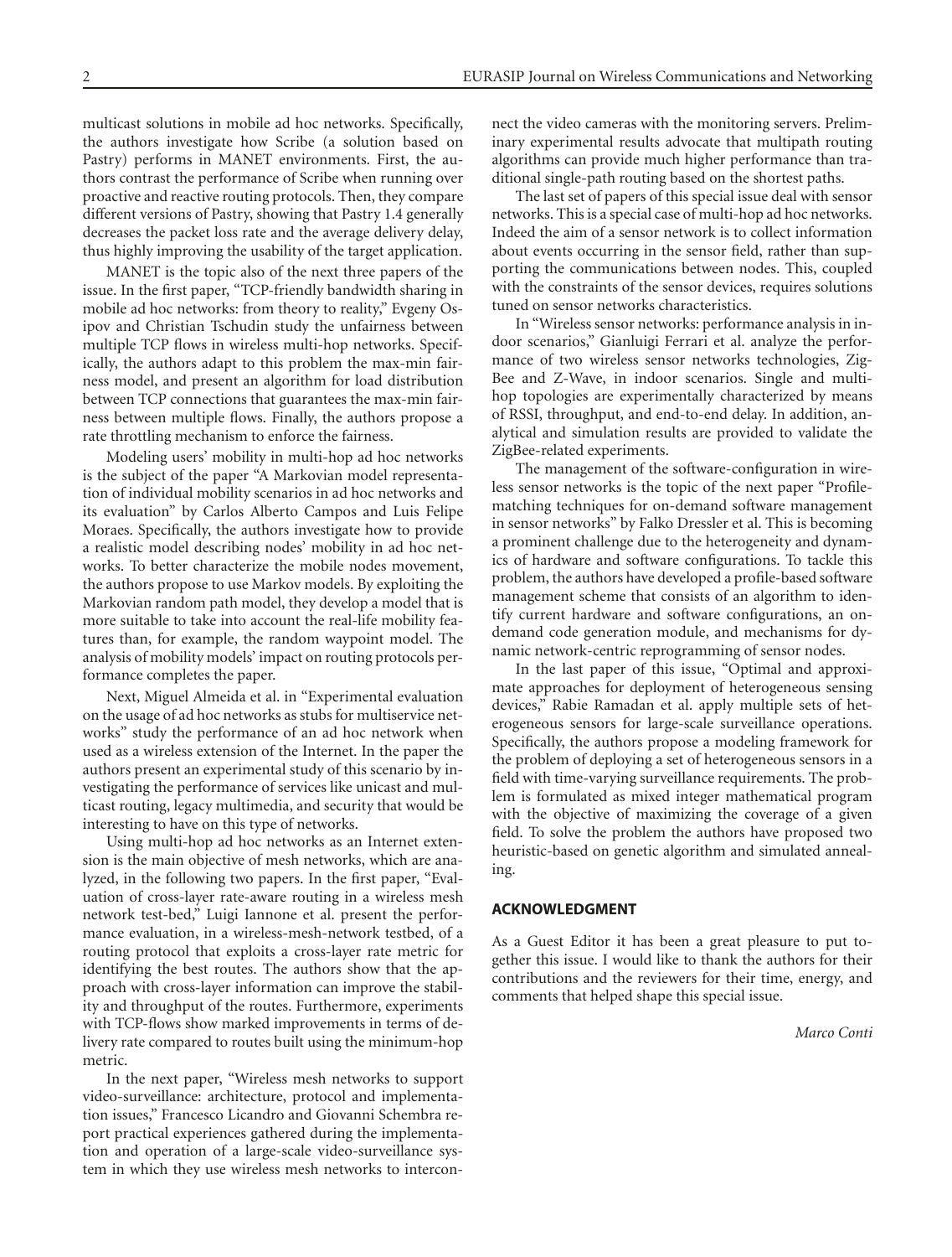multicast solutions in mobile ad hoc networks. Specifically, the authors investigate how Scribe (a solution based on Pastry) performs in MANET environments. First, the authors contrast the performance of Scribe when running over proactive and reactive routing protocols. Then, they compare different versions of Pastry, showing that Pastry 1.4 generally decreases the packet loss rate and the average delivery delay, thus highly improving the usability of the target application.

MANET is the topic also of the next three papers of the issue. In the first paper, "TCP-friendly bandwidth sharing in mobile ad hoc networks: from theory to reality," Evgeny Osipov and Christian Tschudin study the unfairness between multiple TCP flows in wireless multi-hop networks. Specifically, the authors adapt to this problem the max-min fairness model, and present an algorithm for load distribution between TCP connections that guarantees the max-min fairness between multiple flows. Finally, the authors propose a rate throttling mechanism to enforce the fairness.

Modeling users' mobility in multi-hop ad hoc networks is the subject of the paper "A Markovian model representation of individual mobility scenarios in ad hoc networks and its evaluation" by Carlos Alberto Campos and Luis Felipe Moraes. Specifically, the authors investigate how to provide a realistic model describing nodes' mobility in ad hoc networks. To better characterize the mobile nodes movement, the authors propose to use Markov models. By exploiting the Markovian random path model, they develop a model that is more suitable to take into account the real-life mobility features than, for example, the random waypoint model. The analysis of mobility models' impact on routing protocols performance completes the paper.

Next, Miguel Almeida et al. in "Experimental evaluation on the usage of ad hoc networks as stubs for multiservice networks" study the performance of an ad hoc network when used as a wireless extension of the Internet. In the paper the authors present an experimental study of this scenario by investigating the performance of services like unicast and multicast routing, legacy multimedia, and security that would be interesting to have on this type of networks.

Using multi-hop ad hoc networks as an Internet extension is the main objective of mesh networks, which are analyzed, in the following two papers. In the first paper, "Evaluation of cross-layer rate-aware routing in a wireless mesh network test-bed," Luigi Iannone et al. present the performance evaluation, in a wireless-mesh-network testbed, of a routing protocol that exploits a cross-layer rate metric for identifying the best routes. The authors show that the approach with cross-layer information can improve the stability and throughput of the routes. Furthermore, experiments with TCP-flows show marked improvements in terms of delivery rate compared to routes built using the minimum-hop metric.

In the next paper, "Wireless mesh networks to support video-surveillance: architecture, protocol and implementation issues," Francesco Licandro and Giovanni Schembra report practical experiences gathered during the implementation and operation of a large-scale video-surveillance system in which they use wireless mesh networks to interconnect the video cameras with the monitoring servers. Preliminary experimental results advocate that multipath routing algorithms can provide much higher performance than traditional single-path routing based on the shortest paths.

The last set of papers of this special issue deal with sensor networks. This is a special case of multi-hop ad hoc networks. Indeed the aim of a sensor network is to collect information about events occurring in the sensor field, rather than supporting the communications between nodes. This, coupled with the constraints of the sensor devices, requires solutions tuned on sensor networks characteristics.

In "Wireless sensor networks: performance analysis in indoor scenarios," Gianluigi Ferrari et al. analyze the performance of two wireless sensor networks technologies, ZigBee and Z-Wave, in indoor scenarios. Single and multihop topologies are experimentally characterized by means of RSSI, throughput, and end-to-end delay. In addition, analytical and simulation results are provided to validate the ZigBee-related experiments.

The management of the software-configuration in wireless sensor networks is the topic of the next paper "Profile-matching techniques for on-demand software management in sensor networks" by Falko Dressler et al. This is becoming a prominent challenge due to the heterogeneity and dynamics of hardware and software configurations. To tackle this problem, the authors have developed a profile-based software management scheme that consists of an algorithm to identify current hardware and software configurations, an on-demand code generation module, and mechanisms for dynamic network-centric reprogramming of sensor nodes.

In the last paper of this issue, "Optimal and approximate approaches for deployment of heterogeneous sensing devices," Rabie Ramadan et al. apply multiple sets of heterogeneous sensors for large-scale surveillance operations. Specifically, the authors propose a modeling framework for the problem of deploying a set of heterogeneous sensors in a field with time-varying surveillance requirements. The problem is formulated as mixed integer mathematical program with the objective of maximizing the coverage of a given field. To solve the problem the authors have proposed two heuristic-based on genetic algorithm and simulated annealing.

## ACKNOWLEDGMENT

As a Guest Editor it has been a great pleasure to put together this issue. I would like to thank the authors for their contributions and the reviewers for their time, energy, and comments that helped shape this special issue.

*Marco Conti*